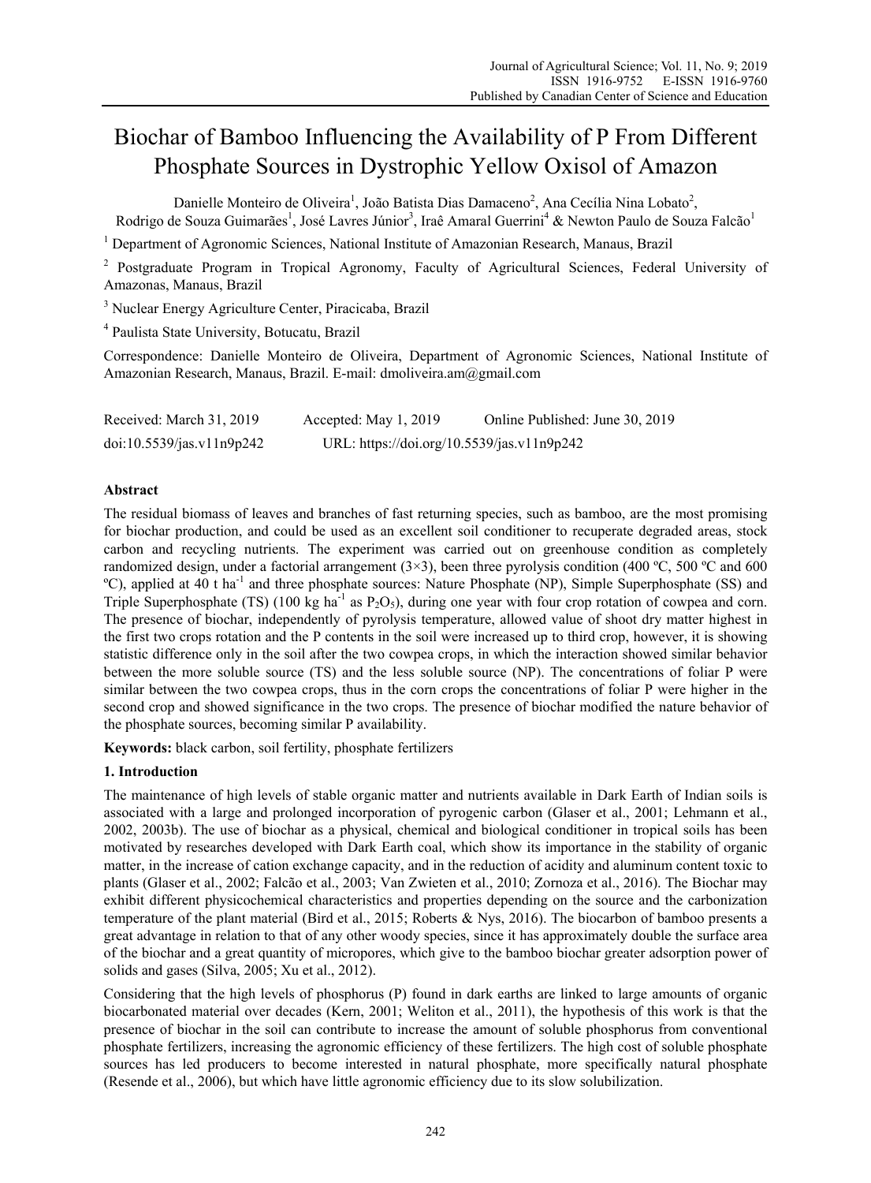# Biochar of Bamboo Influencing the Availability of P From Different Phosphate Sources in Dystrophic Yellow Oxisol of Amazon

Danielle Monteiro de Oliveira[1], João Batista Dias Damaceno[2], Ana Cecília Nina Lobato[2], Rodrigo de Souza Guimarães[1], José Lavres Júnior[3], Iraê Amaral Guerrini[4] & Newton Paulo de Souza Falcão[1]

[1] Department of Agronomic Sciences, National Institute of Amazonian Research, Manaus, Brazil

[2] Postgraduate Program in Tropical Agronomy, Faculty of Agricultural Sciences, Federal University of Amazonas, Manaus, Brazil

[3] Nuclear Energy Agriculture Center, Piracicaba, Brazil

[4] Paulista State University, Botucatu, Brazil

Correspondence: Danielle Monteiro de Oliveira, Department of Agronomic Sciences, National Institute of Amazonian Research, Manaus, Brazil. E-mail: dmoliveira.am@gmail.com

Received: March 31, 2019    Accepted: May 1, 2019    Online Published: June 30, 2019

doi:10.5539/jas.v11n9p242    URL: https://doi.org/10.5539/jas.v11n9p242

## Abstract

The residual biomass of leaves and branches of fast returning species, such as bamboo, are the most promising for biochar production, and could be used as an excellent soil conditioner to recuperate degraded areas, stock carbon and recycling nutrients. The experiment was carried out on greenhouse condition as completely randomized design, under a factorial arrangement (3×3), been three pyrolysis condition (400 ºC, 500 ºC and 600 ºC), applied at 40 t ha$^{-1}$ and three phosphate sources: Nature Phosphate (NP), Simple Superphosphate (SS) and Triple Superphosphate (TS) (100 kg ha$^{-1}$ as $P_2O_5$), during one year with four crop rotation of cowpea and corn. The presence of biochar, independently of pyrolysis temperature, allowed value of shoot dry matter highest in the first two crops rotation and the P contents in the soil were increased up to third crop, however, it is showing statistic difference only in the soil after the two cowpea crops, in which the interaction showed similar behavior between the more soluble source (TS) and the less soluble source (NP). The concentrations of foliar P were similar between the two cowpea crops, thus in the corn crops the concentrations of foliar P were higher in the second crop and showed significance in the two crops. The presence of biochar modified the nature behavior of the phosphate sources, becoming similar P availability.

**Keywords:** black carbon, soil fertility, phosphate fertilizers

## 1. Introduction

The maintenance of high levels of stable organic matter and nutrients available in Dark Earth of Indian soils is associated with a large and prolonged incorporation of pyrogenic carbon (Glaser et al., 2001; Lehmann et al., 2002, 2003b). The use of biochar as a physical, chemical and biological conditioner in tropical soils has been motivated by researches developed with Dark Earth coal, which show its importance in the stability of organic matter, in the increase of cation exchange capacity, and in the reduction of acidity and aluminum content toxic to plants (Glaser et al., 2002; Falcão et al., 2003; Van Zwieten et al., 2010; Zornoza et al., 2016). The Biochar may exhibit different physicochemical characteristics and properties depending on the source and the carbonization temperature of the plant material (Bird et al., 2015; Roberts & Nys, 2016). The biocarbon of bamboo presents a great advantage in relation to that of any other woody species, since it has approximately double the surface area of the biochar and a great quantity of micropores, which give to the bamboo biochar greater adsorption power of solids and gases (Silva, 2005; Xu et al., 2012).

Considering that the high levels of phosphorus (P) found in dark earths are linked to large amounts of organic biocarbonated material over decades (Kern, 2001; Weliton et al., 2011), the hypothesis of this work is that the presence of biochar in the soil can contribute to increase the amount of soluble phosphorus from conventional phosphate fertilizers, increasing the agronomic efficiency of these fertilizers. The high cost of soluble phosphate sources has led producers to become interested in natural phosphate, more specifically natural phosphate (Resende et al., 2006), but which have little agronomic efficiency due to its slow solubilization.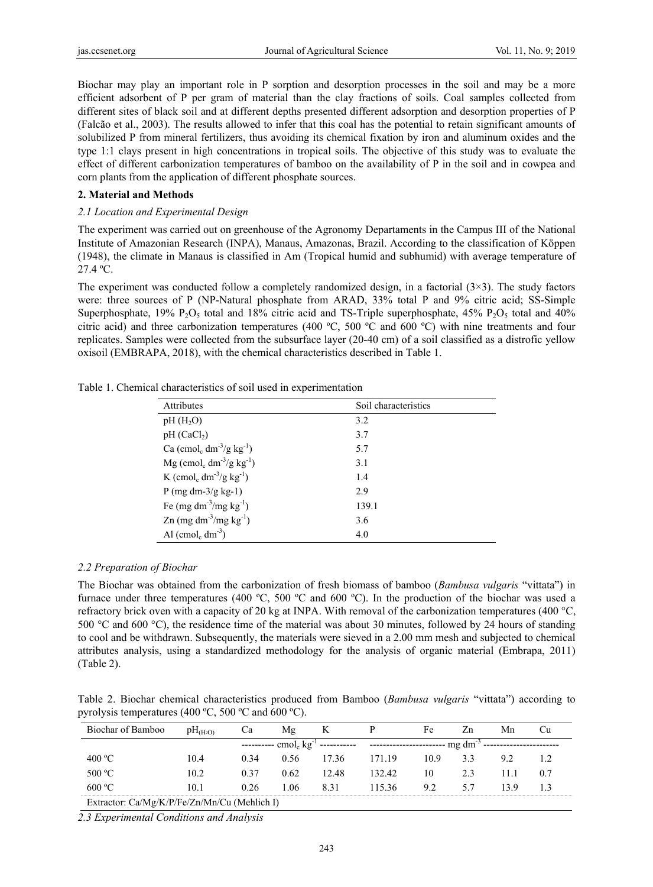Biochar may play an important role in P sorption and desorption processes in the soil and may be a more efficient adsorbent of P per gram of material than the clay fractions of soils. Coal samples collected from different sites of black soil and at different depths presented different adsorption and desorption properties of P (Falcão et al., 2003). The results allowed to infer that this coal has the potential to retain significant amounts of solubilized P from mineral fertilizers, thus avoiding its chemical fixation by iron and aluminum oxides and the type 1:1 clays present in high concentrations in tropical soils. The objective of this study was to evaluate the effect of different carbonization temperatures of bamboo on the availability of P in the soil and in cowpea and corn plants from the application of different phosphate sources.

## 2. Material and Methods

### *2.1 Location and Experimental Design*

The experiment was carried out on greenhouse of the Agronomy Departaments in the Campus III of the National Institute of Amazonian Research (INPA), Manaus, Amazonas, Brazil. According to the classification of Köppen (1948), the climate in Manaus is classified in Am (Tropical humid and subhumid) with average temperature of 27.4 ºC.

The experiment was conducted follow a completely randomized design, in a factorial (3×3). The study factors were: three sources of P (NP-Natural phosphate from ARAD, 33% total P and 9% citric acid; SS-Simple Superphosphate, 19% $P_2O_5$ total and 18% citric acid and TS-Triple superphosphate, 45% $P_2O_5$ total and 40% citric acid) and three carbonization temperatures (400 ºC, 500 ºC and 600 ºC) with nine treatments and four replicates. Samples were collected from the subsurface layer (20-40 cm) of a soil classified as a distrofic yellow oxisoil (EMBRAPA, 2018), with the chemical characteristics described in Table 1.

Table 1. Chemical characteristics of soil used in experimentation

| Attributes | Soil characteristics |
|---|---|
| pH ($H_2O$) | 3.2 |
| pH ($CaCl_2$) | 3.7 |
| Ca ($cmol_c\ dm^{-3}/g\ kg^{-1}$) | 5.7 |
| Mg ($cmol_c\ dm^{-3}/g\ kg^{-1}$) | 3.1 |
| K ($cmol_c\ dm^{-3}/g\ kg^{-1}$) | 1.4 |
| P (mg dm-3/g kg-1) | 2.9 |
| Fe ($mg\ dm^{-3}/mg\ kg^{-1}$) | 139.1 |
| Zn ($mg\ dm^{-3}/mg\ kg^{-1}$) | 3.6 |
| Al ($cmol_c\ dm^{-3}$) | 4.0 |

### *2.2 Preparation of Biochar*

The Biochar was obtained from the carbonization of fresh biomass of bamboo (*Bambusa vulgaris* "vittata") in furnace under three temperatures (400 ºC, 500 ºC and 600 ºC). In the production of the biochar was used a refractory brick oven with a capacity of 20 kg at INPA. With removal of the carbonization temperatures (400 °C, 500 °C and 600 °C), the residence time of the material was about 30 minutes, followed by 24 hours of standing to cool and be withdrawn. Subsequently, the materials were sieved in a 2.00 mm mesh and subjected to chemical attributes analysis, using a standardized methodology for the analysis of organic material (Embrapa, 2011) (Table 2).

Table 2. Biochar chemical characteristics produced from Bamboo (*Bambusa vulgaris* "vittata") according to pyrolysis temperatures (400 ºC, 500 ºC and 600 ºC).

| Biochar of Bamboo | $pH_{(H_2O)}$ | Ca | Mg | K | P | Fe | Zn | Mn | Cu |
|---|---|---|---|---|---|---|---|---|---|
| | | ---------- $cmol_c\ kg^{-1}$ | ----------- | | ---------------------- $mg\ dm^{-3}$ | ---------------------- | | | |
| 400 ºC | 10.4 | 0.34 | 0.56 | 17.36 | 171.19 | 10.9 | 3.3 | 9.2 | 1.2 |
| 500 ºC | 10.2 | 0.37 | 0.62 | 12.48 | 132.42 | 10 | 2.3 | 11.1 | 0.7 |
| 600 ºC | 10.1 | 0.26 | 1.06 | 8.31 | 115.36 | 9.2 | 5.7 | 13.9 | 1.3 |

Extractor: Ca/Mg/K/P/Fe/Zn/Mn/Cu (Mehlich I)

### *2.3 Experimental Conditions and Analysis*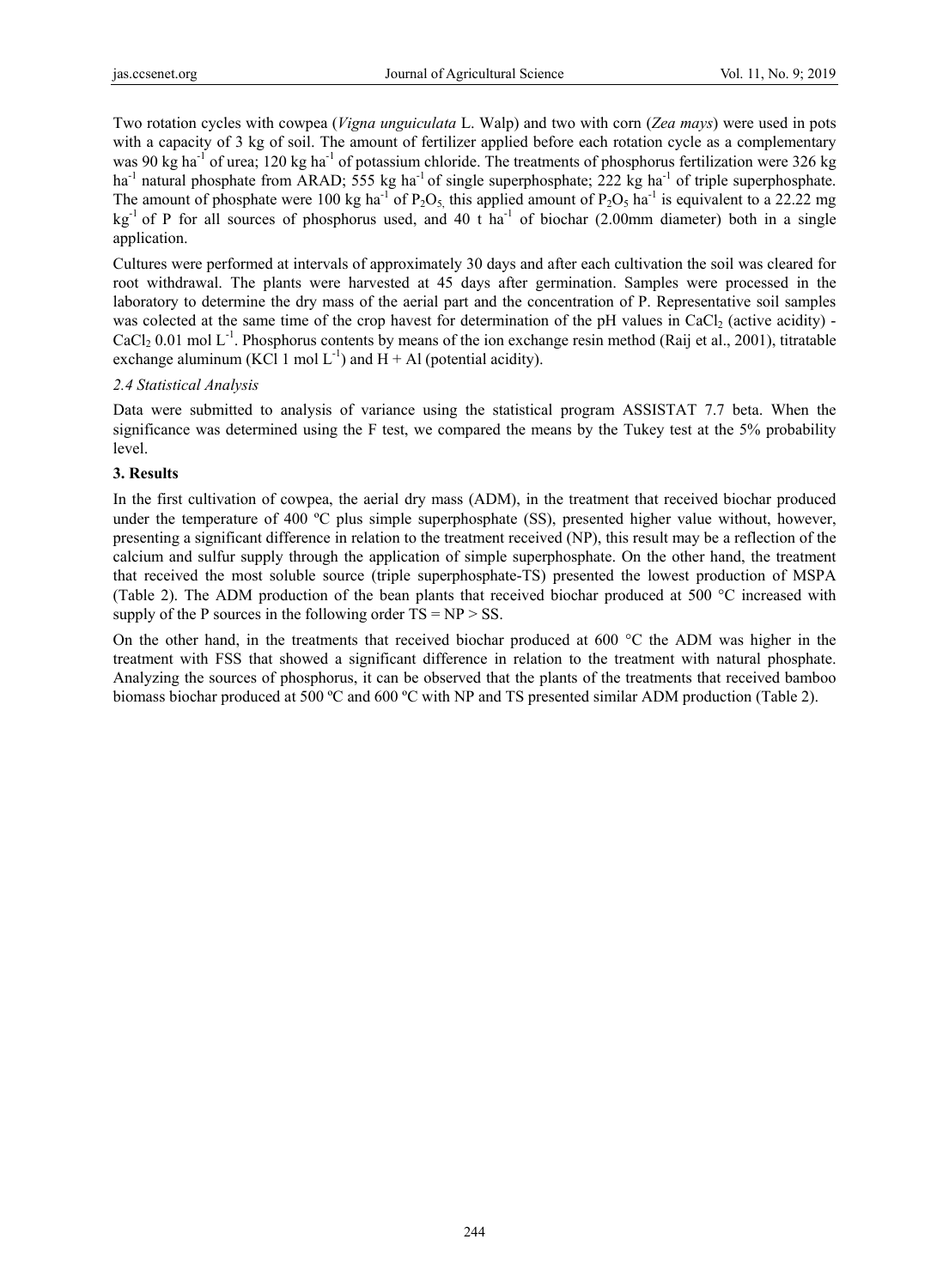Two rotation cycles with cowpea (*Vigna unguiculata* L. Walp) and two with corn (*Zea mays*) were used in pots with a capacity of 3 kg of soil. The amount of fertilizer applied before each rotation cycle as a complementary was 90 kg $ha^{-1}$ of urea; 120 kg $ha^{-1}$ of potassium chloride. The treatments of phosphorus fertilization were 326 kg $ha^{-1}$ natural phosphate from ARAD; 555 kg $ha^{-1}$ of single superphosphate; 222 kg $ha^{-1}$ of triple superphosphate. The amount of phosphate were 100 kg $ha^{-1}$ of $P_2O_5$, this applied amount of $P_2O_5$ $ha^{-1}$ is equivalent to a 22.22 mg $kg^{-1}$ of P for all sources of phosphorus used, and 40 t $ha^{-1}$ of biochar (2.00mm diameter) both in a single application.

Cultures were performed at intervals of approximately 30 days and after each cultivation the soil was cleared for root withdrawal. The plants were harvested at 45 days after germination. Samples were processed in the laboratory to determine the dry mass of the aerial part and the concentration of P. Representative soil samples was colected at the same time of the crop havest for determination of the pH values in $CaCl_2$ (active acidity) - $CaCl_2$ 0.01 mol $L^{-1}$. Phosphorus contents by means of the ion exchange resin method (Raij et al., 2001), titratable exchange aluminum (KCl 1 mol $L^{-1}$) and H + Al (potential acidity).

### *2.4 Statistical Analysis*

Data were submitted to analysis of variance using the statistical program ASSISTAT 7.7 beta. When the significance was determined using the F test, we compared the means by the Tukey test at the 5% probability level.

## 3. Results

In the first cultivation of cowpea, the aerial dry mass (ADM), in the treatment that received biochar produced under the temperature of 400 ºC plus simple superphosphate (SS), presented higher value without, however, presenting a significant difference in relation to the treatment received (NP), this result may be a reflection of the calcium and sulfur supply through the application of simple superphosphate. On the other hand, the treatment that received the most soluble source (triple superphosphate-TS) presented the lowest production of MSPA (Table 2). The ADM production of the bean plants that received biochar produced at 500 °C increased with supply of the P sources in the following order TS = NP > SS.

On the other hand, in the treatments that received biochar produced at 600 °C the ADM was higher in the treatment with FSS that showed a significant difference in relation to the treatment with natural phosphate. Analyzing the sources of phosphorus, it can be observed that the plants of the treatments that received bamboo biomass biochar produced at 500 ºC and 600 ºC with NP and TS presented similar ADM production (Table 2).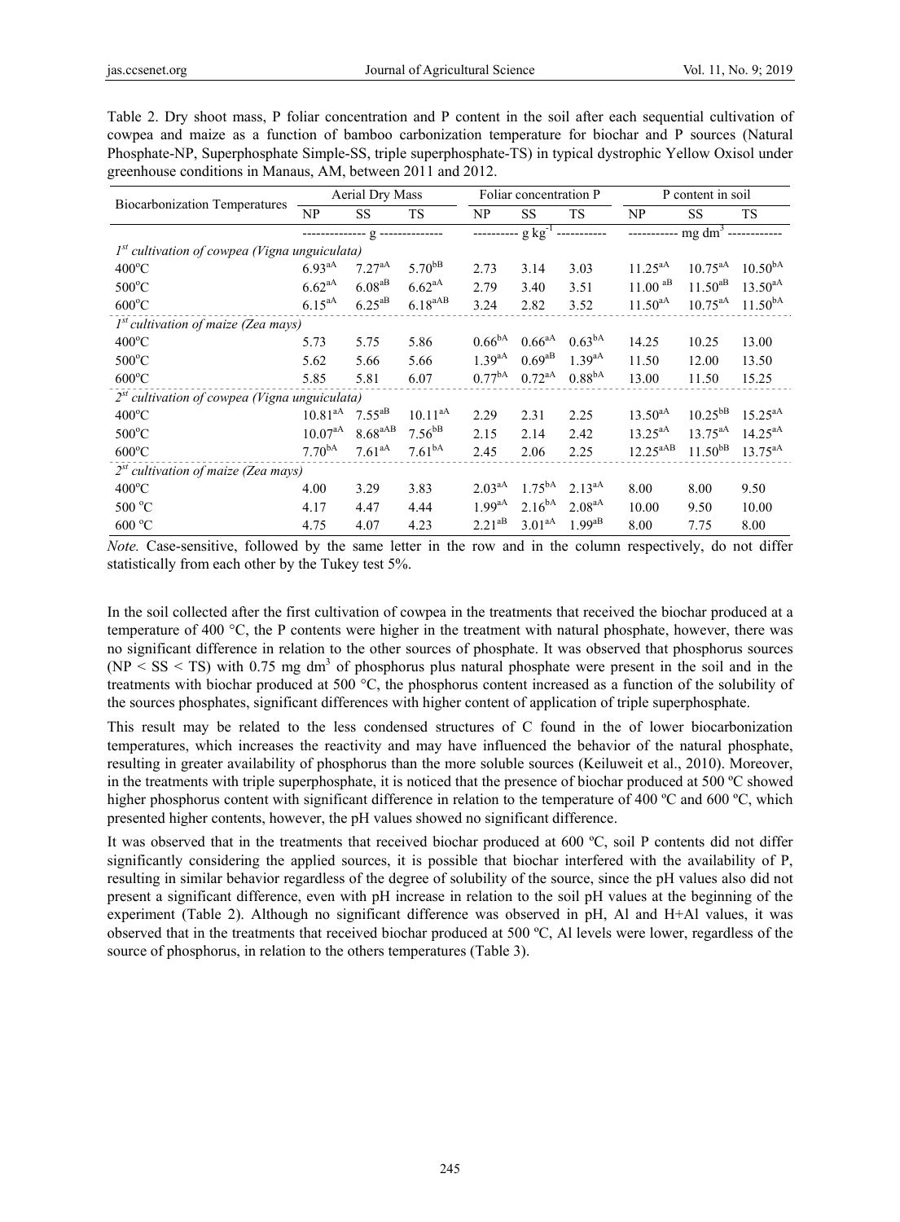Table 2. Dry shoot mass, P foliar concentration and P content in the soil after each sequential cultivation of cowpea and maize as a function of bamboo carbonization temperature for biochar and P sources (Natural Phosphate-NP, Superphosphate Simple-SS, triple superphosphate-TS) in typical dystrophic Yellow Oxisol under greenhouse conditions in Manaus, AM, between 2011 and 2012.

| Biocarbonization Temperatures | Aerial Dry Mass | | | Foliar concentration P | | | P content in soil | | |
|---|---|---|---|---|---|---|---|---|---|
| | NP | SS | TS | NP | SS | TS | NP | SS | TS |
| | g | | | $g\ kg^{-1}$ | | | $mg\ dm^3$ | | |
| *1st cultivation of cowpea (Vigna unguiculata)* | | | | | | | | | |
| 400°C | $6.93^{aA}$ | $7.27^{aA}$ | $5.70^{bB}$ | 2.73 | 3.14 | 3.03 | $11.25^{aA}$ | $10.75^{aA}$ | $10.50^{bA}$ |
| 500°C | $6.62^{aA}$ | $6.08^{aB}$ | $6.62^{aA}$ | 2.79 | 3.40 | 3.51 | $11.00^{aB}$ | $11.50^{aB}$ | $13.50^{aA}$ |
| 600°C | $6.15^{aA}$ | $6.25^{aB}$ | $6.18^{aAB}$ | 3.24 | 2.82 | 3.52 | $11.50^{aA}$ | $10.75^{aA}$ | $11.50^{bA}$ |
| *1st cultivation of maize (Zea mays)* | | | | | | | | | |
| 400°C | 5.73 | 5.75 | 5.86 | $0.66^{bA}$ | $0.66^{aA}$ | $0.63^{bA}$ | 14.25 | 10.25 | 13.00 |
| 500°C | 5.62 | 5.66 | 5.66 | $1.39^{aA}$ | $0.69^{aB}$ | $1.39^{aA}$ | 11.50 | 12.00 | 13.50 |
| 600°C | 5.85 | 5.81 | 6.07 | $0.77^{bA}$ | $0.72^{aA}$ | $0.88^{bA}$ | 13.00 | 11.50 | 15.25 |
| *2st cultivation of cowpea (Vigna unguiculata)* | | | | | | | | | |
| 400°C | $10.81^{aA}$ | $7.55^{aB}$ | $10.11^{aA}$ | 2.29 | 2.31 | 2.25 | $13.50^{aA}$ | $10.25^{bB}$ | $15.25^{aA}$ |
| 500°C | $10.07^{aA}$ | $8.68^{aAB}$ | $7.56^{bB}$ | 2.15 | 2.14 | 2.42 | $13.25^{aA}$ | $13.75^{aA}$ | $14.25^{aA}$ |
| 600°C | $7.70^{bA}$ | $7.61^{aA}$ | $7.61^{bA}$ | 2.45 | 2.06 | 2.25 | $12.25^{aAB}$ | $11.50^{bB}$ | $13.75^{aA}$ |
| *2st cultivation of maize (Zea mays)* | | | | | | | | | |
| 400°C | 4.00 | 3.29 | 3.83 | $2.03^{aA}$ | $1.75^{bA}$ | $2.13^{aA}$ | 8.00 | 8.00 | 9.50 |
| 500 °C | 4.17 | 4.47 | 4.44 | $1.99^{aA}$ | $2.16^{bA}$ | $2.08^{aA}$ | 10.00 | 9.50 | 10.00 |
| 600 °C | 4.75 | 4.07 | 4.23 | $2.21^{aB}$ | $3.01^{aA}$ | $1.99^{aB}$ | 8.00 | 7.75 | 8.00 |

*Note.* Case-sensitive, followed by the same letter in the row and in the column respectively, do not differ statistically from each other by the Tukey test 5%.

In the soil collected after the first cultivation of cowpea in the treatments that received the biochar produced at a temperature of 400 °C, the P contents were higher in the treatment with natural phosphate, however, there was no significant difference in relation to the other sources of phosphate. It was observed that phosphorus sources (NP < SS < TS) with 0.75 mg $dm^3$ of phosphorus plus natural phosphate were present in the soil and in the treatments with biochar produced at 500 °C, the phosphorus content increased as a function of the solubility of the sources phosphates, significant differences with higher content of application of triple superphosphate.

This result may be related to the less condensed structures of C found in the of lower biocarbonization temperatures, which increases the reactivity and may have influenced the behavior of the natural phosphate, resulting in greater availability of phosphorus than the more soluble sources (Keiluweit et al., 2010). Moreover, in the treatments with triple superphosphate, it is noticed that the presence of biochar produced at 500 ºC showed higher phosphorus content with significant difference in relation to the temperature of 400 ºC and 600 ºC, which presented higher contents, however, the pH values showed no significant difference.

It was observed that in the treatments that received biochar produced at 600 ºC, soil P contents did not differ significantly considering the applied sources, it is possible that biochar interfered with the availability of P, resulting in similar behavior regardless of the degree of solubility of the source, since the pH values also did not present a significant difference, even with pH increase in relation to the soil pH values at the beginning of the experiment (Table 2). Although no significant difference was observed in pH, Al and H+Al values, it was observed that in the treatments that received biochar produced at 500 ºC, Al levels were lower, regardless of the source of phosphorus, in relation to the others temperatures (Table 3).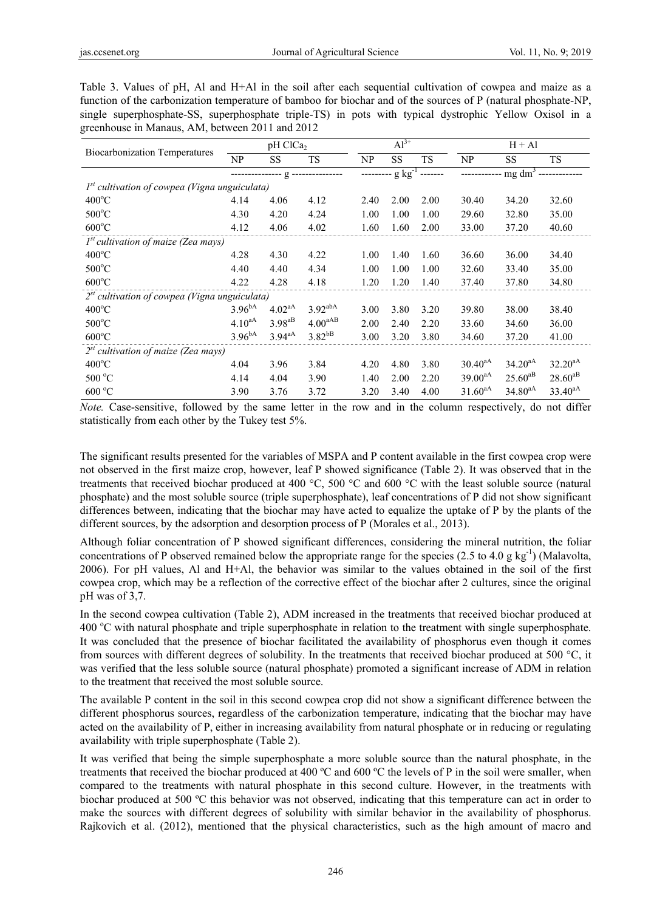Table 3. Values of pH, Al and H+Al in the soil after each sequential cultivation of cowpea and maize as a function of the carbonization temperature of bamboo for biochar and of the sources of P (natural phosphate-NP, single superphosphate-SS, superphosphate triple-TS) in pots with typical dystrophic Yellow Oxisol in a greenhouse in Manaus, AM, between 2011 and 2012

| Biocarbonization Temperatures | pH $ClCa_2$ | | | $Al^{3+}$ | | | H + Al | | |
|---|---|---|---|---|---|---|---|---|---|
| | NP | SS | TS | NP | SS | TS | NP | SS | TS |
| | g | | | $g\ kg^{-1}$ | | | $mg\ dm^3$ | | |
| *1st cultivation of cowpea (Vigna unguiculata)* | | | | | | | | | |
| 400°C | 4.14 | 4.06 | 4.12 | 2.40 | 2.00 | 2.00 | 30.40 | 34.20 | 32.60 |
| 500°C | 4.30 | 4.20 | 4.24 | 1.00 | 1.00 | 1.00 | 29.60 | 32.80 | 35.00 |
| 600°C | 4.12 | 4.06 | 4.02 | 1.60 | 1.60 | 2.00 | 33.00 | 37.20 | 40.60 |
| *1st cultivation of maize (Zea mays)* | | | | | | | | | |
| 400°C | 4.28 | 4.30 | 4.22 | 1.00 | 1.40 | 1.60 | 36.60 | 36.00 | 34.40 |
| 500°C | 4.40 | 4.40 | 4.34 | 1.00 | 1.00 | 1.00 | 32.60 | 33.40 | 35.00 |
| 600°C | 4.22 | 4.28 | 4.18 | 1.20 | 1.20 | 1.40 | 37.40 | 37.80 | 34.80 |
| *2st cultivation of cowpea (Vigna unguiculata)* | | | | | | | | | |
| 400°C | $3.96^{bA}$ | $4.02^{aA}$ | $3.92^{abA}$ | 3.00 | 3.80 | 3.20 | 39.80 | 38.00 | 38.40 |
| 500°C | $4.10^{aA}$ | $3.98^{aB}$ | $4.00^{aAB}$ | 2.00 | 2.40 | 2.20 | 33.60 | 34.60 | 36.00 |
| 600°C | $3.96^{bA}$ | $3.94^{aA}$ | $3.82^{bB}$ | 3.00 | 3.20 | 3.80 | 34.60 | 37.20 | 41.00 |
| *2st cultivation of maize (Zea mays)* | | | | | | | | | |
| 400°C | 4.04 | 3.96 | 3.84 | 4.20 | 4.80 | 3.80 | $30.40^{aA}$ | $34.20^{aA}$ | $32.20^{aA}$ |
| 500 °C | 4.14 | 4.04 | 3.90 | 1.40 | 2.00 | 2.20 | $39.00^{aA}$ | $25.60^{aB}$ | $28.60^{aB}$ |
| 600 °C | 3.90 | 3.76 | 3.72 | 3.20 | 3.40 | 4.00 | $31.60^{aA}$ | $34.80^{aA}$ | $33.40^{aA}$ |

*Note.* Case-sensitive, followed by the same letter in the row and in the column respectively, do not differ statistically from each other by the Tukey test 5%.

The significant results presented for the variables of MSPA and P content available in the first cowpea crop were not observed in the first maize crop, however, leaf P showed significance (Table 2). It was observed that in the treatments that received biochar produced at 400 °C, 500 °C and 600 °C with the least soluble source (natural phosphate) and the most soluble source (triple superphosphate), leaf concentrations of P did not show significant differences between, indicating that the biochar may have acted to equalize the uptake of P by the plants of the different sources, by the adsorption and desorption process of P (Morales et al., 2013).

Although foliar concentration of P showed significant differences, considering the mineral nutrition, the foliar concentrations of P observed remained below the appropriate range for the species (2.5 to 4.0 g $kg^{-1}$) (Malavolta, 2006). For pH values, Al and H+Al, the behavior was similar to the values obtained in the soil of the first cowpea crop, which may be a reflection of the corrective effect of the biochar after 2 cultures, since the original pH was of 3,7.

In the second cowpea cultivation (Table 2), ADM increased in the treatments that received biochar produced at 400 °C with natural phosphate and triple superphosphate in relation to the treatment with single superphosphate. It was concluded that the presence of biochar facilitated the availability of phosphorus even though it comes from sources with different degrees of solubility. In the treatments that received biochar produced at 500 °C, it was verified that the less soluble source (natural phosphate) promoted a significant increase of ADM in relation to the treatment that received the most soluble source.

The available P content in the soil in this second cowpea crop did not show a significant difference between the different phosphorus sources, regardless of the carbonization temperature, indicating that the biochar may have acted on the availability of P, either in increasing availability from natural phosphate or in reducing or regulating availability with triple superphosphate (Table 2).

It was verified that being the simple superphosphate a more soluble source than the natural phosphate, in the treatments that received the biochar produced at 400 ºC and 600 ºC the levels of P in the soil were smaller, when compared to the treatments with natural phosphate in this second culture. However, in the treatments with biochar produced at 500 ºC this behavior was not observed, indicating that this temperature can act in order to make the sources with different degrees of solubility with similar behavior in the availability of phosphorus. Rajkovich et al. (2012), mentioned that the physical characteristics, such as the high amount of macro and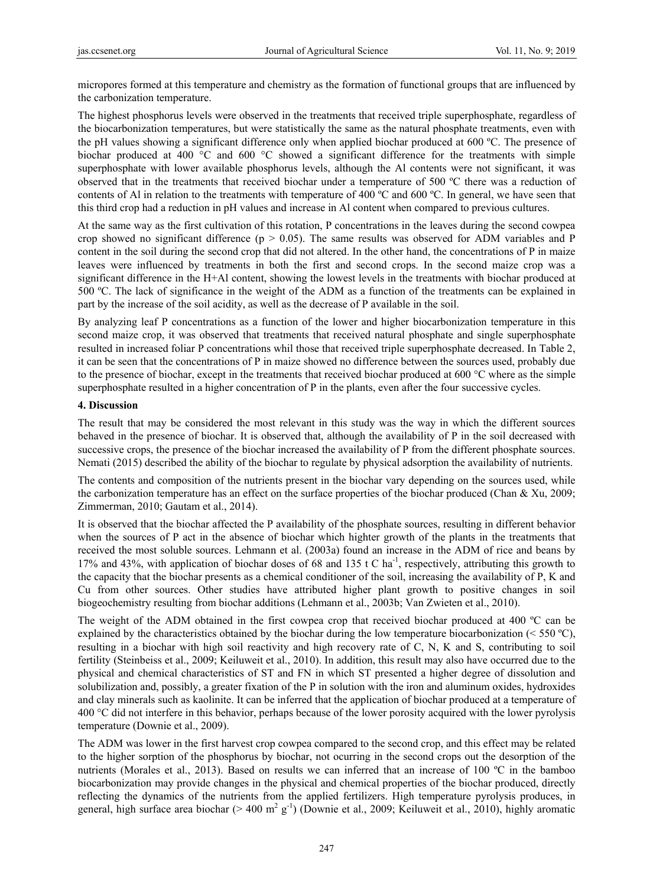micropores formed at this temperature and chemistry as the formation of functional groups that are influenced by the carbonization temperature.

The highest phosphorus levels were observed in the treatments that received triple superphosphate, regardless of the biocarbonization temperatures, but were statistically the same as the natural phosphate treatments, even with the pH values showing a significant difference only when applied biochar produced at 600 ºC. The presence of biochar produced at 400 °C and 600 °C showed a significant difference for the treatments with simple superphosphate with lower available phosphorus levels, although the Al contents were not significant, it was observed that in the treatments that received biochar under a temperature of 500 ºC there was a reduction of contents of Al in relation to the treatments with temperature of 400 ºC and 600 ºC. In general, we have seen that this third crop had a reduction in pH values and increase in Al content when compared to previous cultures.

At the same way as the first cultivation of this rotation, P concentrations in the leaves during the second cowpea crop showed no significant difference ($p > 0.05$). The same results was observed for ADM variables and P content in the soil during the second crop that did not altered. In the other hand, the concentrations of P in maize leaves were influenced by treatments in both the first and second crops. In the second maize crop was a significant difference in the H+Al content, showing the lowest levels in the treatments with biochar produced at 500 ºC. The lack of significance in the weight of the ADM as a function of the treatments can be explained in part by the increase of the soil acidity, as well as the decrease of P available in the soil.

By analyzing leaf P concentrations as a function of the lower and higher biocarbonization temperature in this second maize crop, it was observed that treatments that received natural phosphate and single superphosphate resulted in increased foliar P concentrations whil those that received triple superphosphate decreased. In Table 2, it can be seen that the concentrations of P in maize showed no difference between the sources used, probably due to the presence of biochar, except in the treatments that received biochar produced at 600 °C where as the simple superphosphate resulted in a higher concentration of P in the plants, even after the four successive cycles.

## 4. Discussion

The result that may be considered the most relevant in this study was the way in which the different sources behaved in the presence of biochar. It is observed that, although the availability of P in the soil decreased with successive crops, the presence of the biochar increased the availability of P from the different phosphate sources. Nemati (2015) described the ability of the biochar to regulate by physical adsorption the availability of nutrients.

The contents and composition of the nutrients present in the biochar vary depending on the sources used, while the carbonization temperature has an effect on the surface properties of the biochar produced (Chan & Xu, 2009; Zimmerman, 2010; Gautam et al., 2014).

It is observed that the biochar affected the P availability of the phosphate sources, resulting in different behavior when the sources of P act in the absence of biochar which highter growth of the plants in the treatments that received the most soluble sources. Lehmann et al. (2003a) found an increase in the ADM of rice and beans by 17% and 43%, with application of biochar doses of 68 and 135 t C $ha^{-1}$, respectively, attributing this growth to the capacity that the biochar presents as a chemical conditioner of the soil, increasing the availability of P, K and Cu from other sources. Other studies have attributed higher plant growth to positive changes in soil biogeochemistry resulting from biochar additions (Lehmann et al., 2003b; Van Zwieten et al., 2010).

The weight of the ADM obtained in the first cowpea crop that received biochar produced at 400 ºC can be explained by the characteristics obtained by the biochar during the low temperature biocarbonization (< 550 ºC), resulting in a biochar with high soil reactivity and high recovery rate of C, N, K and S, contributing to soil fertility (Steinbeiss et al., 2009; Keiluweit et al., 2010). In addition, this result may also have occurred due to the physical and chemical characteristics of ST and FN in which ST presented a higher degree of dissolution and solubilization and, possibly, a greater fixation of the P in solution with the iron and aluminum oxides, hydroxides and clay minerals such as kaolinite. It can be inferred that the application of biochar produced at a temperature of 400 °C did not interfere in this behavior, perhaps because of the lower porosity acquired with the lower pyrolysis temperature (Downie et al., 2009).

The ADM was lower in the first harvest crop cowpea compared to the second crop, and this effect may be related to the higher sorption of the phosphorus by biochar, not ocurring in the second crops out the desorption of the nutrients (Morales et al., 2013). Based on results we can inferred that an increase of 100 ºC in the bamboo biocarbonization may provide changes in the physical and chemical properties of the biochar produced, directly reflecting the dynamics of the nutrients from the applied fertilizers. High temperature pyrolysis produces, in general, high surface area biochar (> 400 $m^2$ $g^{-1}$) (Downie et al., 2009; Keiluweit et al., 2010), highly aromatic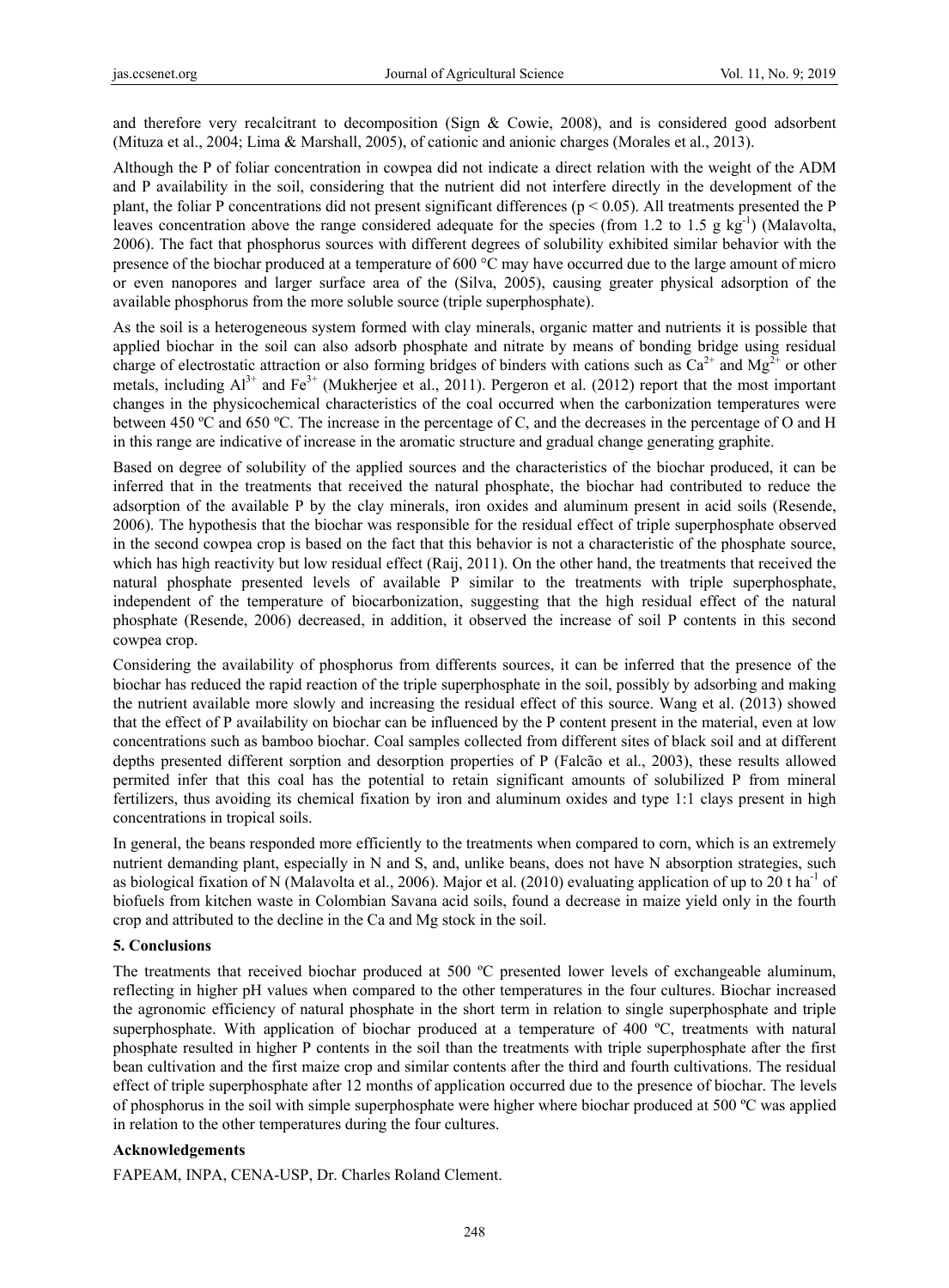and therefore very recalcitrant to decomposition (Sign & Cowie, 2008), and is considered good adsorbent (Mituza et al., 2004; Lima & Marshall, 2005), of cationic and anionic charges (Morales et al., 2013).

Although the P of foliar concentration in cowpea did not indicate a direct relation with the weight of the ADM and P availability in the soil, considering that the nutrient did not interfere directly in the development of the plant, the foliar P concentrations did not present significant differences ($p < 0.05$). All treatments presented the P leaves concentration above the range considered adequate for the species (from 1.2 to 1.5 g $kg^{-1}$) (Malavolta, 2006). The fact that phosphorus sources with different degrees of solubility exhibited similar behavior with the presence of the biochar produced at a temperature of 600 °C may have occurred due to the large amount of micro or even nanopores and larger surface area of the (Silva, 2005), causing greater physical adsorption of the available phosphorus from the more soluble source (triple superphosphate).

As the soil is a heterogeneous system formed with clay minerals, organic matter and nutrients it is possible that applied biochar in the soil can also adsorb phosphate and nitrate by means of bonding bridge using residual charge of electrostatic attraction or also forming bridges of binders with cations such as $Ca^{2+}$ and $Mg^{2+}$ or other metals, including $Al^{3+}$ and $Fe^{3+}$ (Mukherjee et al., 2011). Pergeron et al. (2012) report that the most important changes in the physicochemical characteristics of the coal occurred when the carbonization temperatures were between 450 ºC and 650 ºC. The increase in the percentage of C, and the decreases in the percentage of O and H in this range are indicative of increase in the aromatic structure and gradual change generating graphite.

Based on degree of solubility of the applied sources and the characteristics of the biochar produced, it can be inferred that in the treatments that received the natural phosphate, the biochar had contributed to reduce the adsorption of the available P by the clay minerals, iron oxides and aluminum present in acid soils (Resende, 2006). The hypothesis that the biochar was responsible for the residual effect of triple superphosphate observed in the second cowpea crop is based on the fact that this behavior is not a characteristic of the phosphate source, which has high reactivity but low residual effect (Raij, 2011). On the other hand, the treatments that received the natural phosphate presented levels of available P similar to the treatments with triple superphosphate, independent of the temperature of biocarbonization, suggesting that the high residual effect of the natural phosphate (Resende, 2006) decreased, in addition, it observed the increase of soil P contents in this second cowpea crop.

Considering the availability of phosphorus from differents sources, it can be inferred that the presence of the biochar has reduced the rapid reaction of the triple superphosphate in the soil, possibly by adsorbing and making the nutrient available more slowly and increasing the residual effect of this source. Wang et al. (2013) showed that the effect of P availability on biochar can be influenced by the P content present in the material, even at low concentrations such as bamboo biochar. Coal samples collected from different sites of black soil and at different depths presented different sorption and desorption properties of P (Falcão et al., 2003), these results allowed permited infer that this coal has the potential to retain significant amounts of solubilized P from mineral fertilizers, thus avoiding its chemical fixation by iron and aluminum oxides and type 1:1 clays present in high concentrations in tropical soils.

In general, the beans responded more efficiently to the treatments when compared to corn, which is an extremely nutrient demanding plant, especially in N and S, and, unlike beans, does not have N absorption strategies, such as biological fixation of N (Malavolta et al., 2006). Major et al. (2010) evaluating application of up to 20 t $ha^{-1}$ of biofuels from kitchen waste in Colombian Savana acid soils, found a decrease in maize yield only in the fourth crop and attributed to the decline in the Ca and Mg stock in the soil.

## 5. Conclusions

The treatments that received biochar produced at 500 ºC presented lower levels of exchangeable aluminum, reflecting in higher pH values when compared to the other temperatures in the four cultures. Biochar increased the agronomic efficiency of natural phosphate in the short term in relation to single superphosphate and triple superphosphate. With application of biochar produced at a temperature of 400 ºC, treatments with natural phosphate resulted in higher P contents in the soil than the treatments with triple superphosphate after the first bean cultivation and the first maize crop and similar contents after the third and fourth cultivations. The residual effect of triple superphosphate after 12 months of application occurred due to the presence of biochar. The levels of phosphorus in the soil with simple superphosphate were higher where biochar produced at 500 ºC was applied in relation to the other temperatures during the four cultures.

## Acknowledgements

FAPEAM, INPA, CENA-USP, Dr. Charles Roland Clement.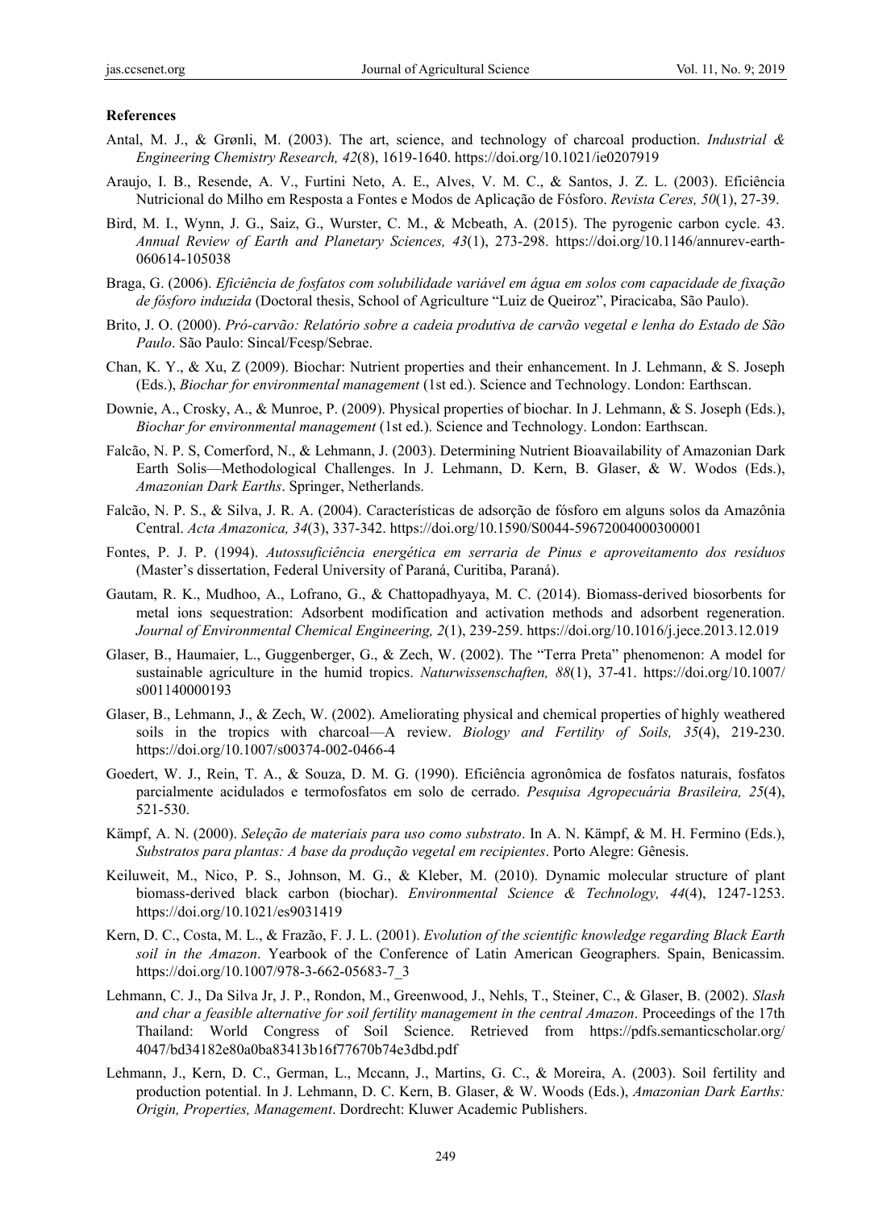**References**

Antal, M. J., & Grønli, M. (2003). The art, science, and technology of charcoal production. *Industrial & Engineering Chemistry Research, 42*(8), 1619-1640. https://doi.org/10.1021/ie0207919

Araujo, I. B., Resende, A. V., Furtini Neto, A. E., Alves, V. M. C., & Santos, J. Z. L. (2003). Eficiência Nutricional do Milho em Resposta a Fontes e Modos de Aplicação de Fósforo. *Revista Ceres, 50*(1), 27-39.

Bird, M. I., Wynn, J. G., Saiz, G., Wurster, C. M., & Mcbeath, A. (2015). The pyrogenic carbon cycle. 43. *Annual Review of Earth and Planetary Sciences, 43*(1), 273-298. https://doi.org/10.1146/annurev-earth-060614-105038

Braga, G. (2006). *Eficiência de fosfatos com solubilidade variável em água em solos com capacidade de fixação de fósforo induzida* (Doctoral thesis, School of Agriculture "Luiz de Queiroz", Piracicaba, São Paulo).

Brito, J. O. (2000). *Pró-carvão: Relatório sobre a cadeia produtiva de carvão vegetal e lenha do Estado de São Paulo*. São Paulo: Sincal/Fcesp/Sebrae.

Chan, K. Y., & Xu, Z (2009). Biochar: Nutrient properties and their enhancement. In J. Lehmann, & S. Joseph (Eds.), *Biochar for environmental management* (1st ed.). Science and Technology. London: Earthscan.

Downie, A., Crosky, A., & Munroe, P. (2009). Physical properties of biochar. In J. Lehmann, & S. Joseph (Eds.), *Biochar for environmental management* (1st ed.). Science and Technology. London: Earthscan.

Falcão, N. P. S, Comerford, N., & Lehmann, J. (2003). Determining Nutrient Bioavailability of Amazonian Dark Earth Solis—Methodological Challenges. In J. Lehmann, D. Kern, B. Glaser, & W. Wodos (Eds.), *Amazonian Dark Earths*. Springer, Netherlands.

Falcão, N. P. S., & Silva, J. R. A. (2004). Características de adsorção de fósforo em alguns solos da Amazônia Central. *Acta Amazonica, 34*(3), 337-342. https://doi.org/10.1590/S0044-59672004000300001

Fontes, P. J. P. (1994). *Autossuficiência energética em serraria de Pinus e aproveitamento dos resíduos* (Master's dissertation, Federal University of Paraná, Curitiba, Paraná).

Gautam, R. K., Mudhoo, A., Lofrano, G., & Chattopadhyaya, M. C. (2014). Biomass-derived biosorbents for metal ions sequestration: Adsorbent modification and activation methods and adsorbent regeneration. *Journal of Environmental Chemical Engineering, 2*(1), 239-259. https://doi.org/10.1016/j.jece.2013.12.019

Glaser, B., Haumaier, L., Guggenberger, G., & Zech, W. (2002). The "Terra Preta" phenomenon: A model for sustainable agriculture in the humid tropics. *Naturwissenschaften, 88*(1), 37-41. https://doi.org/10.1007/s001140000193

Glaser, B., Lehmann, J., & Zech, W. (2002). Ameliorating physical and chemical properties of highly weathered soils in the tropics with charcoal—A review. *Biology and Fertility of Soils, 35*(4), 219-230. https://doi.org/10.1007/s00374-002-0466-4

Goedert, W. J., Rein, T. A., & Souza, D. M. G. (1990). Eficiência agronômica de fosfatos naturais, fosfatos parcialmente acidulados e termofosfatos em solo de cerrado. *Pesquisa Agropecuária Brasileira, 25*(4), 521-530.

Kämpf, A. N. (2000). *Seleção de materiais para uso como substrato*. In A. N. Kämpf, & M. H. Fermino (Eds.), *Substratos para plantas: A base da produção vegetal em recipientes*. Porto Alegre: Gênesis.

Keiluweit, M., Nico, P. S., Johnson, M. G., & Kleber, M. (2010). Dynamic molecular structure of plant biomass-derived black carbon (biochar). *Environmental Science & Technology, 44*(4), 1247-1253. https://doi.org/10.1021/es9031419

Kern, D. C., Costa, M. L., & Frazão, F. J. L. (2001). *Evolution of the scientific knowledge regarding Black Earth soil in the Amazon*. Yearbook of the Conference of Latin American Geographers. Spain, Benicassim. https://doi.org/10.1007/978-3-662-05683-7_3

Lehmann, C. J., Da Silva Jr, J. P., Rondon, M., Greenwood, J., Nehls, T., Steiner, C., & Glaser, B. (2002). *Slash and char a feasible alternative for soil fertility management in the central Amazon*. Proceedings of the 17th Thailand: World Congress of Soil Science. Retrieved from https://pdfs.semanticscholar.org/4047/bd34182e80a0ba83413b16f77670b74e3dbd.pdf

Lehmann, J., Kern, D. C., German, L., Mccann, J., Martins, G. C., & Moreira, A. (2003). Soil fertility and production potential. In J. Lehmann, D. C. Kern, B. Glaser, & W. Woods (Eds.), *Amazonian Dark Earths: Origin, Properties, Management*. Dordrecht: Kluwer Academic Publishers.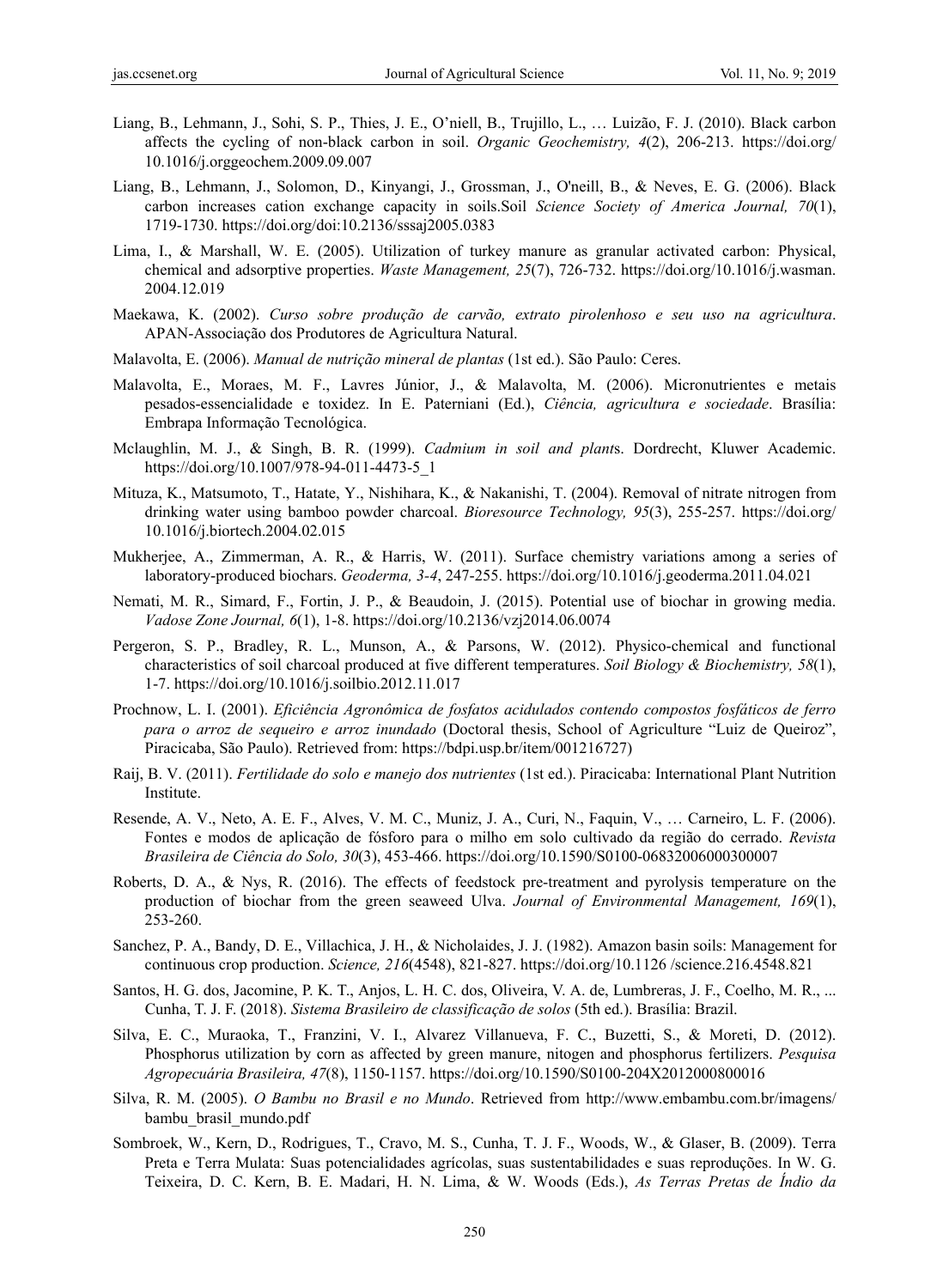Liang, B., Lehmann, J., Sohi, S. P., Thies, J. E., O'niell, B., Trujillo, L., … Luizão, F. J. (2010). Black carbon affects the cycling of non-black carbon in soil. *Organic Geochemistry, 4*(2), 206-213. https://doi.org/10.1016/j.orggeochem.2009.09.007

Liang, B., Lehmann, J., Solomon, D., Kinyangi, J., Grossman, J., O'neill, B., & Neves, E. G. (2006). Black carbon increases cation exchange capacity in soils.Soil *Science Society of America Journal, 70*(1), 1719-1730. https://doi.org/doi:10.2136/sssaj2005.0383

Lima, I., & Marshall, W. E. (2005). Utilization of turkey manure as granular activated carbon: Physical, chemical and adsorptive properties. *Waste Management, 25*(7), 726-732. https://doi.org/10.1016/j.wasman.2004.12.019

Maekawa, K. (2002). *Curso sobre produção de carvão, extrato pirolenhoso e seu uso na agricultura*. APAN-Associação dos Produtores de Agricultura Natural.

Malavolta, E. (2006). *Manual de nutrição mineral de plantas* (1st ed.). São Paulo: Ceres.

Malavolta, E., Moraes, M. F., Lavres Júnior, J., & Malavolta, M. (2006). Micronutrientes e metais pesados-essencialidade e toxidez. In E. Paterniani (Ed.), *Ciência, agricultura e sociedade*. Brasília: Embrapa Informação Tecnológica.

Mclaughlin, M. J., & Singh, B. R. (1999). *Cadmium in soil and plant*s. Dordrecht, Kluwer Academic. https://doi.org/10.1007/978-94-011-4473-5_1

Mituza, K., Matsumoto, T., Hatate, Y., Nishihara, K., & Nakanishi, T. (2004). Removal of nitrate nitrogen from drinking water using bamboo powder charcoal. *Bioresource Technology, 95*(3), 255-257. https://doi.org/10.1016/j.biortech.2004.02.015

Mukherjee, A., Zimmerman, A. R., & Harris, W. (2011). Surface chemistry variations among a series of laboratory-produced biochars. *Geoderma, 3-4*, 247-255. https://doi.org/10.1016/j.geoderma.2011.04.021

Nemati, M. R., Simard, F., Fortin, J. P., & Beaudoin, J. (2015). Potential use of biochar in growing media. *Vadose Zone Journal, 6*(1), 1-8. https://doi.org/10.2136/vzj2014.06.0074

Pergeron, S. P., Bradley, R. L., Munson, A., & Parsons, W. (2012). Physico-chemical and functional characteristics of soil charcoal produced at five different temperatures. *Soil Biology & Biochemistry, 58*(1), 1-7. https://doi.org/10.1016/j.soilbio.2012.11.017

Prochnow, L. I. (2001). *Eficiência Agronômica de fosfatos acidulados contendo compostos fosfáticos de ferro para o arroz de sequeiro e arroz inundado* (Doctoral thesis, School of Agriculture "Luiz de Queiroz", Piracicaba, São Paulo). Retrieved from: https://bdpi.usp.br/item/001216727)

Raij, B. V. (2011). *Fertilidade do solo e manejo dos nutrientes* (1st ed.). Piracicaba: International Plant Nutrition Institute.

Resende, A. V., Neto, A. E. F., Alves, V. M. C., Muniz, J. A., Curi, N., Faquin, V., … Carneiro, L. F. (2006). Fontes e modos de aplicação de fósforo para o milho em solo cultivado da região do cerrado. *Revista Brasileira de Ciência do Solo, 30*(3), 453-466. https://doi.org/10.1590/S0100-06832006000300007

Roberts, D. A., & Nys, R. (2016). The effects of feedstock pre-treatment and pyrolysis temperature on the production of biochar from the green seaweed Ulva. *Journal of Environmental Management, 169*(1), 253-260.

Sanchez, P. A., Bandy, D. E., Villachica, J. H., & Nicholaides, J. J. (1982). Amazon basin soils: Management for continuous crop production. *Science, 216*(4548), 821-827. https://doi.org/10.1126 /science.216.4548.821

Santos, H. G. dos, Jacomine, P. K. T., Anjos, L. H. C. dos, Oliveira, V. A. de, Lumbreras, J. F., Coelho, M. R., ... Cunha, T. J. F. (2018). *Sistema Brasileiro de classificação de solos* (5th ed.). Brasília: Brazil.

Silva, E. C., Muraoka, T., Franzini, V. I., Alvarez Villanueva, F. C., Buzetti, S., & Moreti, D. (2012). Phosphorus utilization by corn as affected by green manure, nitogen and phosphorus fertilizers. *Pesquisa Agropecuária Brasileira, 47*(8), 1150-1157. https://doi.org/10.1590/S0100-204X2012000800016

Silva, R. M. (2005). *O Bambu no Brasil e no Mundo*. Retrieved from http://www.embambu.com.br/imagens/bambu_brasil_mundo.pdf

Sombroek, W., Kern, D., Rodrigues, T., Cravo, M. S., Cunha, T. J. F., Woods, W., & Glaser, B. (2009). Terra Preta e Terra Mulata: Suas potencialidades agrícolas, suas sustentabilidades e suas reproduções. In W. G. Teixeira, D. C. Kern, B. E. Madari, H. N. Lima, & W. Woods (Eds.), *As Terras Pretas de Índio da*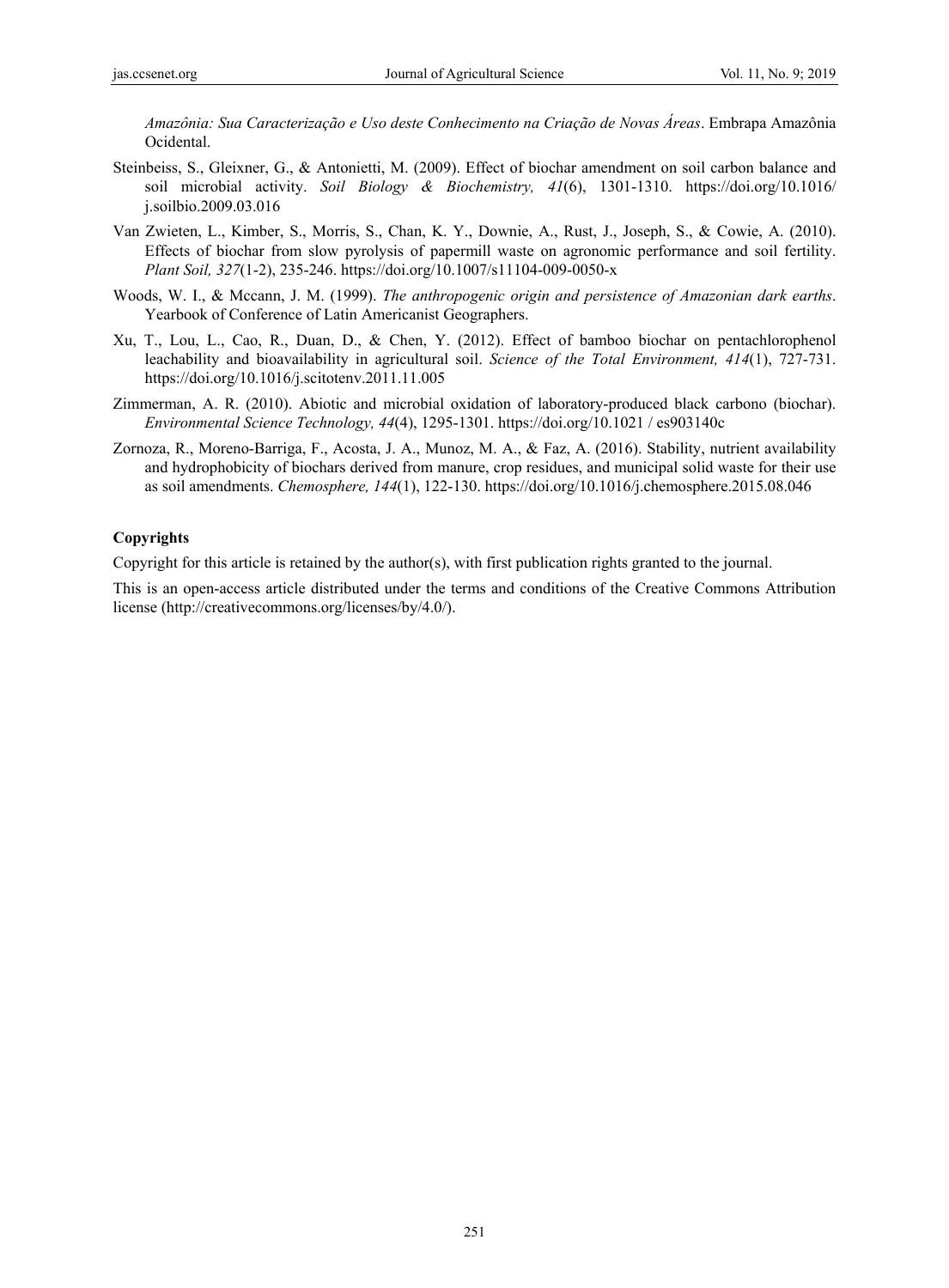*Amazônia: Sua Caracterização e Uso deste Conhecimento na Criação de Novas Áreas*. Embrapa Amazônia Ocidental.

Steinbeiss, S., Gleixner, G., & Antonietti, M. (2009). Effect of biochar amendment on soil carbon balance and soil microbial activity. *Soil Biology & Biochemistry, 41*(6), 1301-1310. https://doi.org/10.1016/j.soilbio.2009.03.016

Van Zwieten, L., Kimber, S., Morris, S., Chan, K. Y., Downie, A., Rust, J., Joseph, S., & Cowie, A. (2010). Effects of biochar from slow pyrolysis of papermill waste on agronomic performance and soil fertility. *Plant Soil, 327*(1-2), 235-246. https://doi.org/10.1007/s11104-009-0050-x

Woods, W. I., & Mccann, J. M. (1999). *The anthropogenic origin and persistence of Amazonian dark earths*. Yearbook of Conference of Latin Americanist Geographers.

Xu, T., Lou, L., Cao, R., Duan, D., & Chen, Y. (2012). Effect of bamboo biochar on pentachlorophenol leachability and bioavailability in agricultural soil. *Science of the Total Environment, 414*(1), 727-731. https://doi.org/10.1016/j.scitotenv.2011.11.005

Zimmerman, A. R. (2010). Abiotic and microbial oxidation of laboratory-produced black carbono (biochar). *Environmental Science Technology, 44*(4), 1295-1301. https://doi.org/10.1021 / es903140c

Zornoza, R., Moreno-Barriga, F., Acosta, J. A., Munoz, M. A., & Faz, A. (2016). Stability, nutrient availability and hydrophobicity of biochars derived from manure, crop residues, and municipal solid waste for their use as soil amendments. *Chemosphere, 144*(1), 122-130. https://doi.org/10.1016/j.chemosphere.2015.08.046

## Copyrights

Copyright for this article is retained by the author(s), with first publication rights granted to the journal.

This is an open-access article distributed under the terms and conditions of the Creative Commons Attribution license (http://creativecommons.org/licenses/by/4.0/).